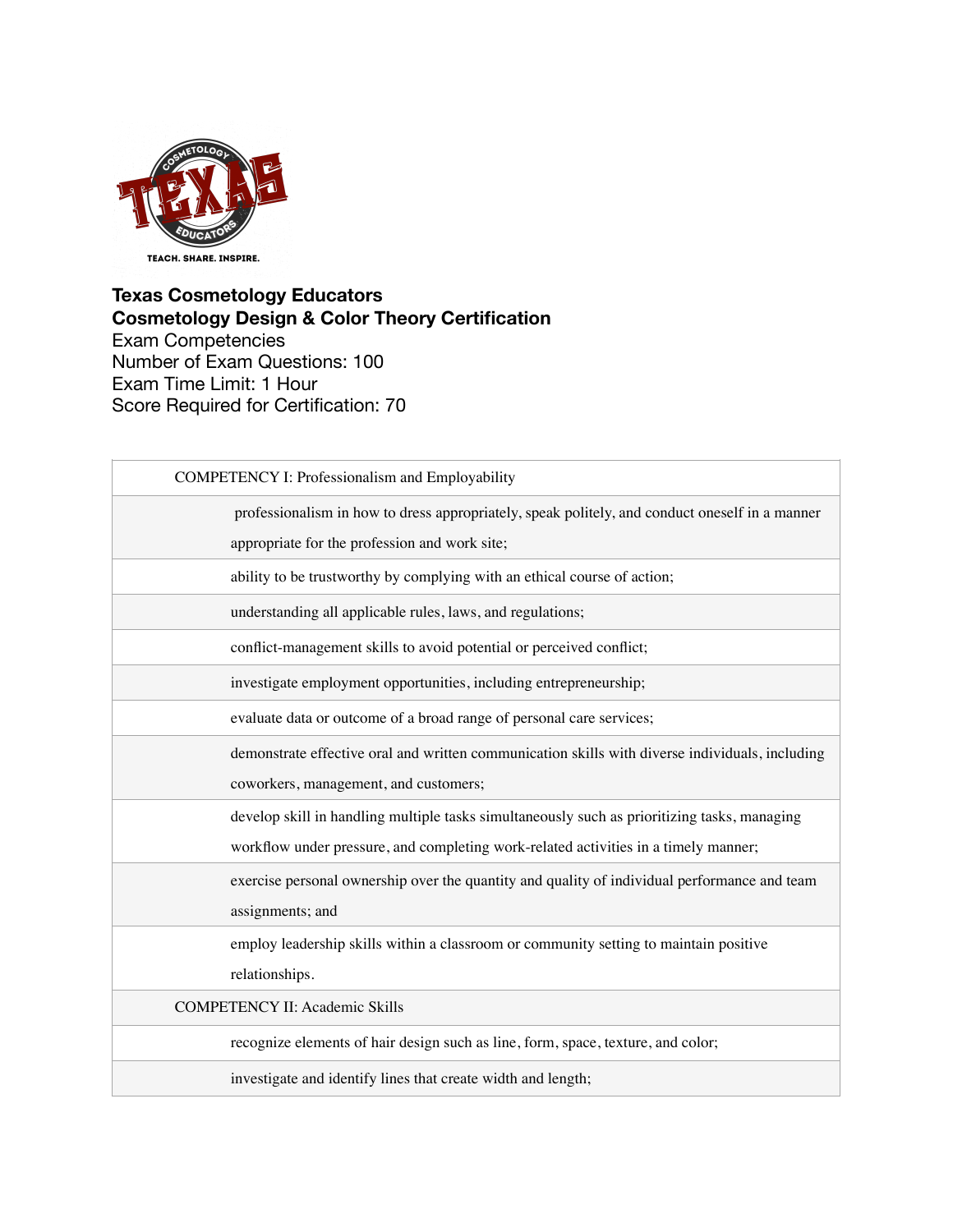**Texas Cosmetology Educators**
**Cosmetology Design & Color Theory Certification**
Exam Competencies
Number of Exam Questions: 100
Exam Time Limit: 1 Hour
Score Required for Certification: 70

| COMPETENCY I: Professionalism and Employability |
|---|
| professionalism in how to dress appropriately, speak politely, and conduct oneself in a manner appropriate for the profession and work site; |
| ability to be trustworthy by complying with an ethical course of action; |
| understanding all applicable rules, laws, and regulations; |
| conflict-management skills to avoid potential or perceived conflict; |
| investigate employment opportunities, including entrepreneurship; |
| evaluate data or outcome of a broad range of personal care services; |
| demonstrate effective oral and written communication skills with diverse individuals, including coworkers, management, and customers; |
| develop skill in handling multiple tasks simultaneously such as prioritizing tasks, managing workflow under pressure, and completing work-related activities in a timely manner; |
| exercise personal ownership over the quantity and quality of individual performance and team assignments; and |
| employ leadership skills within a classroom or community setting to maintain positive relationships. |
| COMPETENCY II: Academic Skills |
| recognize elements of hair design such as line, form, space, texture, and color; |
| investigate and identify lines that create width and length; |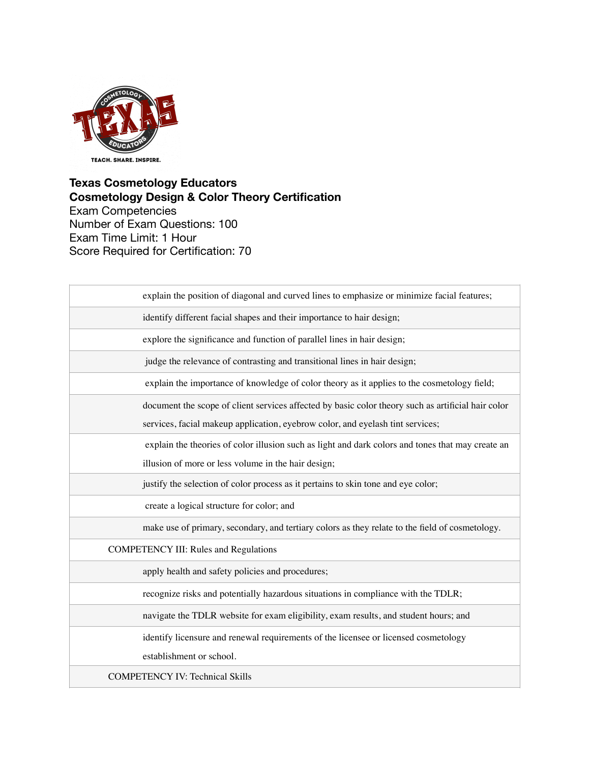**Texas Cosmetology Educators**
**Cosmetology Design & Color Theory Certification**
Exam Competencies
Number of Exam Questions: 100
Exam Time Limit: 1 Hour
Score Required for Certification: 70

| |
|---|
| explain the position of diagonal and curved lines to emphasize or minimize facial features; |
| identify different facial shapes and their importance to hair design; |
| explore the significance and function of parallel lines in hair design; |
| judge the relevance of contrasting and transitional lines in hair design; |
| explain the importance of knowledge of color theory as it applies to the cosmetology field; |
| document the scope of client services affected by basic color theory such as artificial hair color services, facial makeup application, eyebrow color, and eyelash tint services; |
| explain the theories of color illusion such as light and dark colors and tones that may create an illusion of more or less volume in the hair design; |
| justify the selection of color process as it pertains to skin tone and eye color; |
| create a logical structure for color; and |
| make use of primary, secondary, and tertiary colors as they relate to the field of cosmetology. |
| COMPETENCY III: Rules and Regulations |
| apply health and safety policies and procedures; |
| recognize risks and potentially hazardous situations in compliance with the TDLR; |
| navigate the TDLR website for exam eligibility, exam results, and student hours; and |
| identify licensure and renewal requirements of the licensee or licensed cosmetology establishment or school. |
| COMPETENCY IV: Technical Skills |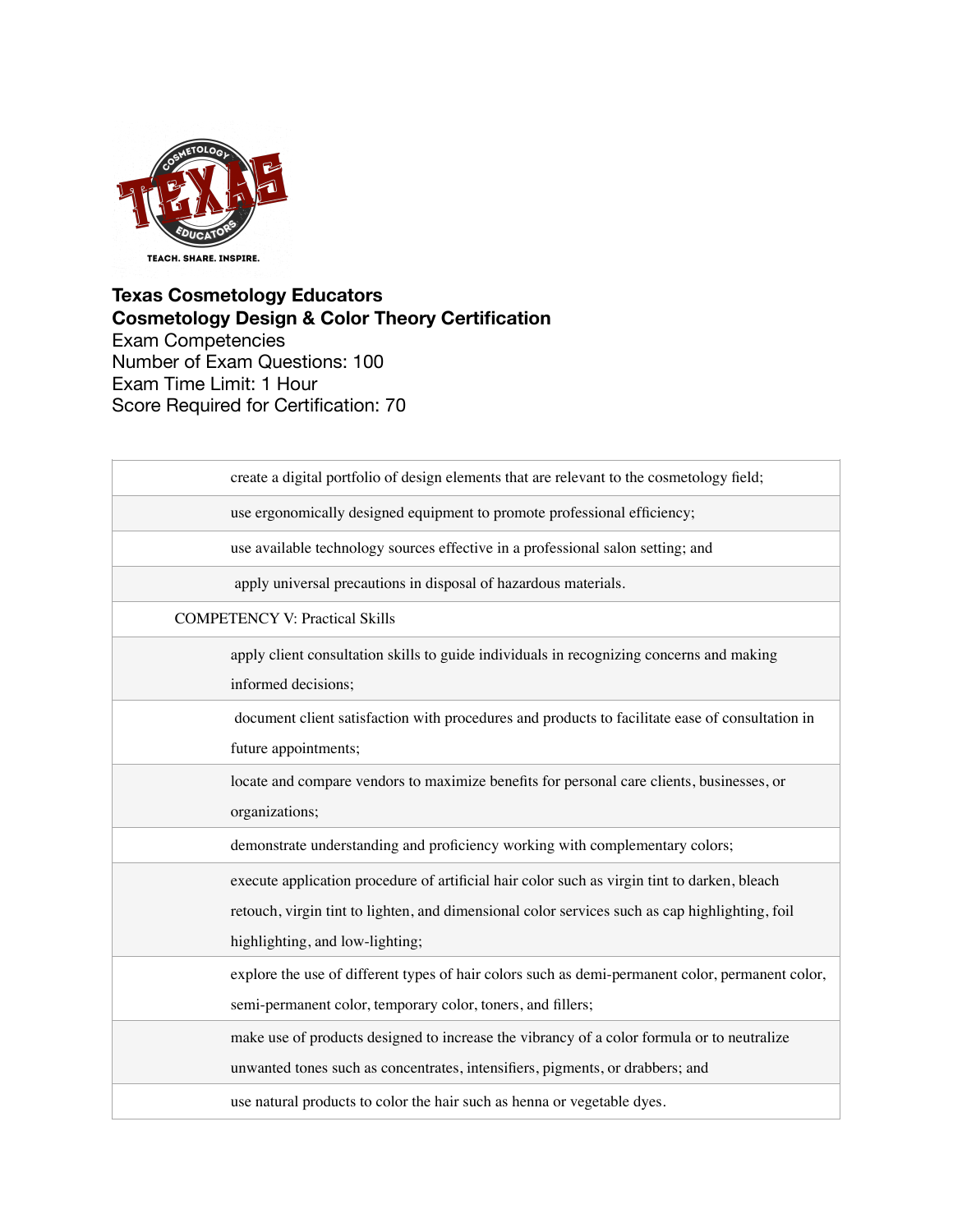**Texas Cosmetology Educators**
**Cosmetology Design & Color Theory Certification**
Exam Competencies
Number of Exam Questions: 100
Exam Time Limit: 1 Hour
Score Required for Certification: 70

| |
|---|
| create a digital portfolio of design elements that are relevant to the cosmetology field; |
| use ergonomically designed equipment to promote professional efficiency; |
| use available technology sources effective in a professional salon setting; and |
| apply universal precautions in disposal of hazardous materials. |
| COMPETENCY V: Practical Skills |
| apply client consultation skills to guide individuals in recognizing concerns and making informed decisions; |
| document client satisfaction with procedures and products to facilitate ease of consultation in future appointments; |
| locate and compare vendors to maximize benefits for personal care clients, businesses, or organizations; |
| demonstrate understanding and proficiency working with complementary colors; |
| execute application procedure of artificial hair color such as virgin tint to darken, bleach retouch, virgin tint to lighten, and dimensional color services such as cap highlighting, foil highlighting, and low-lighting; |
| explore the use of different types of hair colors such as demi-permanent color, permanent color, semi-permanent color, temporary color, toners, and fillers; |
| make use of products designed to increase the vibrancy of a color formula or to neutralize unwanted tones such as concentrates, intensifiers, pigments, or drabbers; and |
| use natural products to color the hair such as henna or vegetable dyes. |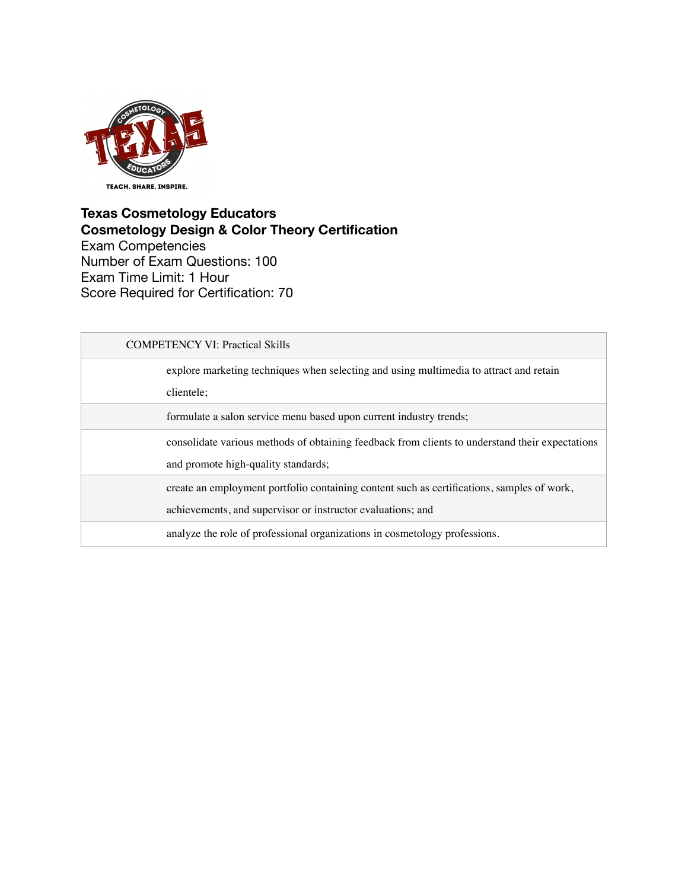**Texas Cosmetology Educators**
**Cosmetology Design & Color Theory Certification**
Exam Competencies
Number of Exam Questions: 100
Exam Time Limit: 1 Hour
Score Required for Certification: 70

| COMPETENCY VI: Practical Skills |
| --- |
| explore marketing techniques when selecting and using multimedia to attract and retain clientele; |
| formulate a salon service menu based upon current industry trends; |
| consolidate various methods of obtaining feedback from clients to understand their expectations and promote high-quality standards; |
| create an employment portfolio containing content such as certifications, samples of work, achievements, and supervisor or instructor evaluations; and |
| analyze the role of professional organizations in cosmetology professions. |